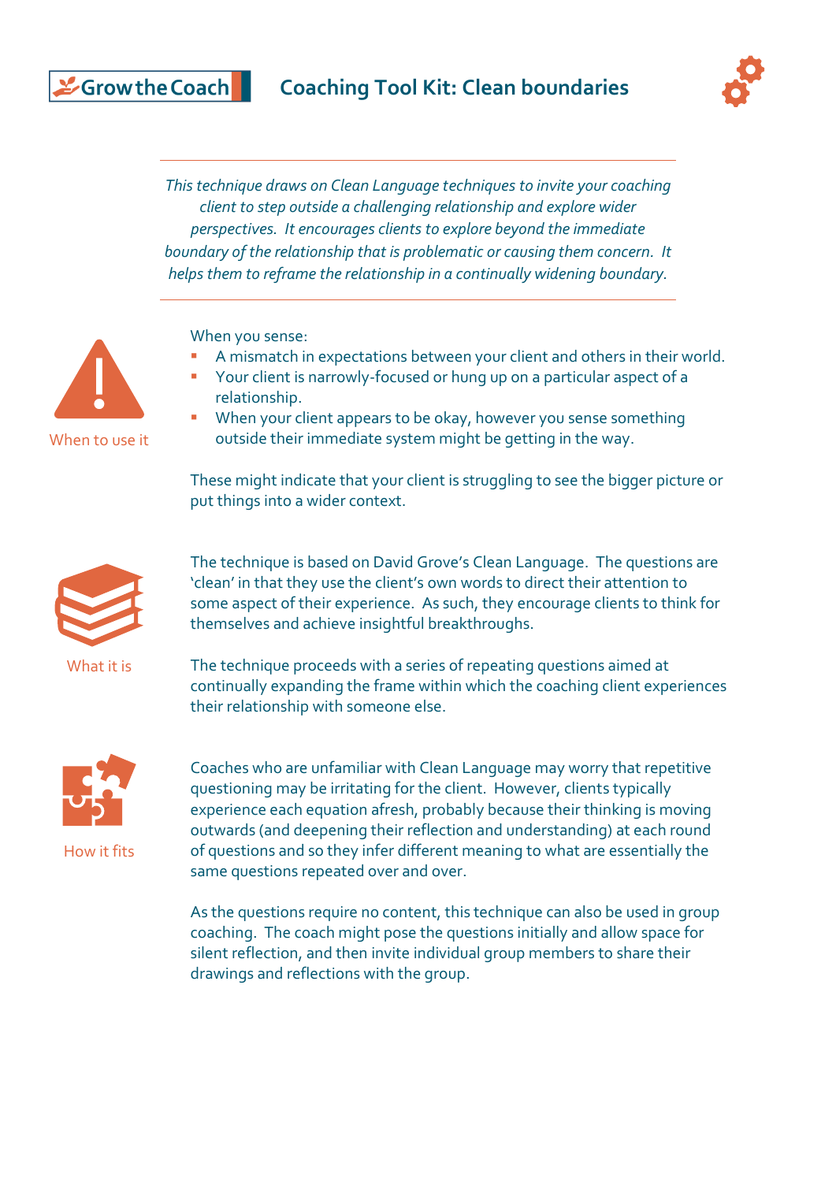Grow the Coach

# Coaching Tool Kit: Clean boundaries

*This technique draws on Clean Language techniques to invite your coaching client to step outside a challenging relationship and explore wider perspectives. It encourages clients to explore beyond the immediate boundary of the relationship that is problematic or causing them concern. It helps them to reframe the relationship in a continually widening boundary.*

## When to use it

When you sense:

- A mismatch in expectations between your client and others in their world.
- Your client is narrowly-focused or hung up on a particular aspect of a relationship.
- When your client appears to be okay, however you sense something outside their immediate system might be getting in the way.

These might indicate that your client is struggling to see the bigger picture or put things into a wider context.

## What it is

The technique is based on David Grove's Clean Language. The questions are 'clean' in that they use the client's own words to direct their attention to some aspect of their experience. As such, they encourage clients to think for themselves and achieve insightful breakthroughs.

The technique proceeds with a series of repeating questions aimed at continually expanding the frame within which the coaching client experiences their relationship with someone else.

## How it fits

Coaches who are unfamiliar with Clean Language may worry that repetitive questioning may be irritating for the client. However, clients typically experience each equation afresh, probably because their thinking is moving outwards (and deepening their reflection and understanding) at each round of questions and so they infer different meaning to what are essentially the same questions repeated over and over.

As the questions require no content, this technique can also be used in group coaching. The coach might pose the questions initially and allow space for silent reflection, and then invite individual group members to share their drawings and reflections with the group.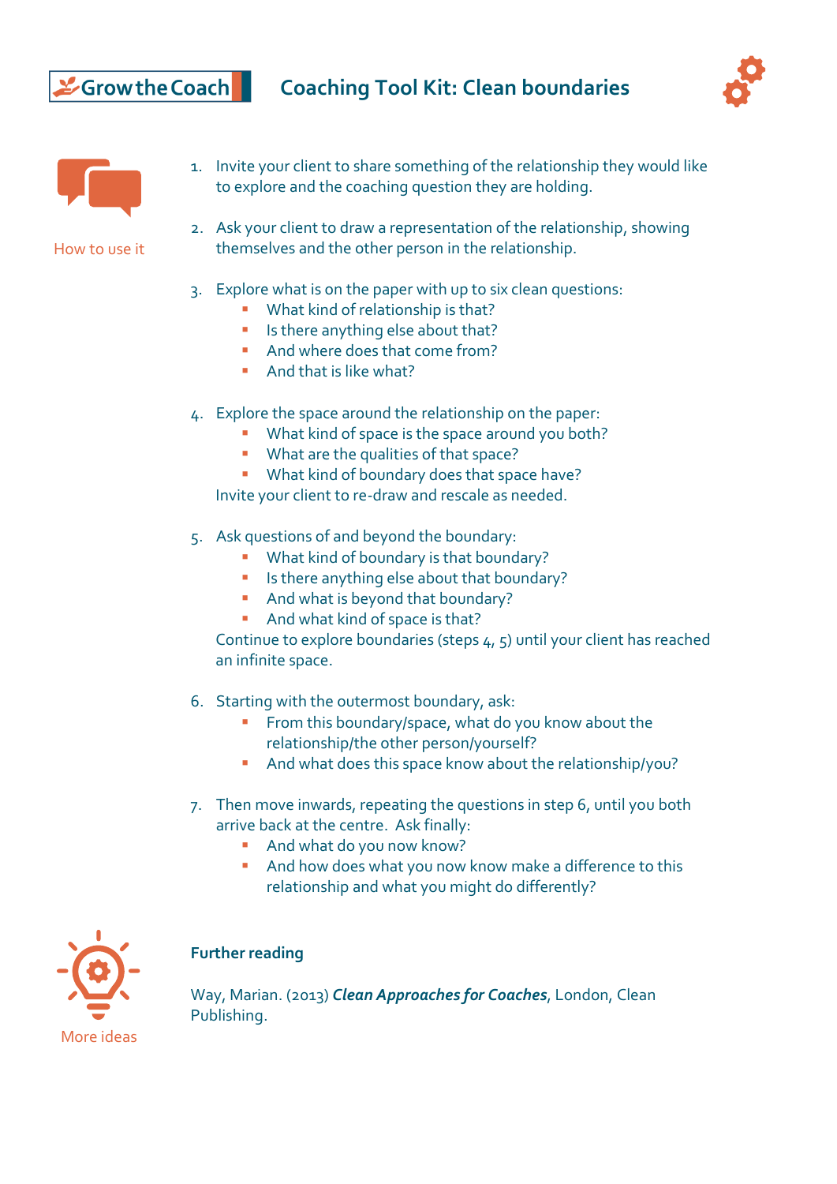Grow the Coach

# Coaching Tool Kit: Clean boundaries

How to use it

1. Invite your client to share something of the relationship they would like to explore and the coaching question they are holding.

2. Ask your client to draw a representation of the relationship, showing themselves and the other person in the relationship.

3. Explore what is on the paper with up to six clean questions:
   - What kind of relationship is that?
   - Is there anything else about that?
   - And where does that come from?
   - And that is like what?

4. Explore the space around the relationship on the paper:
   - What kind of space is the space around you both?
   - What are the qualities of that space?
   - What kind of boundary does that space have?

   Invite your client to re-draw and rescale as needed.

5. Ask questions of and beyond the boundary:
   - What kind of boundary is that boundary?
   - Is there anything else about that boundary?
   - And what is beyond that boundary?
   - And what kind of space is that?

   Continue to explore boundaries (steps 4, 5) until your client has reached an infinite space.

6. Starting with the outermost boundary, ask:
   - From this boundary/space, what do you know about the relationship/the other person/yourself?
   - And what does this space know about the relationship/you?

7. Then move inwards, repeating the questions in step 6, until you both arrive back at the centre. Ask finally:
   - And what do you now know?
   - And how does what you now know make a difference to this relationship and what you might do differently?

More ideas

**Further reading**

Way, Marian. (2013) ***Clean Approaches for Coaches***, London, Clean Publishing.